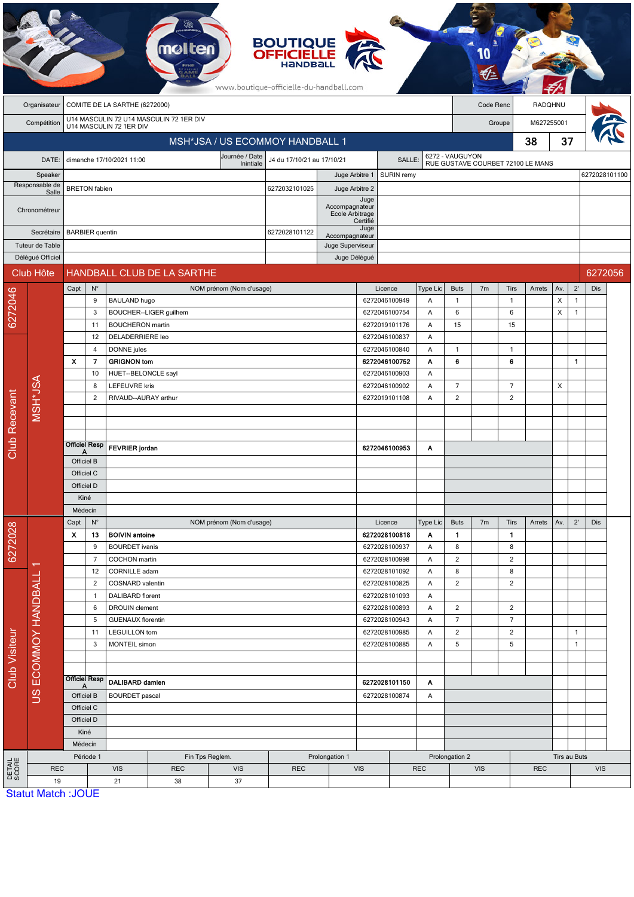BOUTIQUE OFFICIELLE HANDBALL

www.boutique-officielle-du-handball.com

| | | | |
|---|---|---|---|
| Organisateur | COMITE DE LA SARTHE (6272000) | Code Renc | RADQHNU |
| Compétition | U14 MASCULIN 72 U14 MASCULIN 72 1ER DIV U14 MASCULIN 72 1ER DIV | Groupe | M627255001 |

## MSH*JSA / US ECOMMOY HANDBALL 1 — 38 / 37

| | | | | | |
|---|---|---|---|---|---|
| DATE: | dimanche 17/10/2021 11:00 | Journée / Date Initiale | J4 du 17/10/21 au 17/10/21 | SALLE: | 6272 - VAUGUYON RUE GUSTAVE COURBET 72100 LE MANS |

| | | | | | |
|---|---|---|---|---|---|
| Speaker | | | Juge Arbitre 1 | SURIN remy | 6272028101100 |
| Responsable de Salle | BRETON fabien | 6272032101025 | Juge Arbitre 2 | | |
| Chronométreur | | | Juge Accompagnateur Ecole Arbitrage Certifié | | |
| Secrétaire | BARBIER quentin | 6272028101122 | Juge Accompagnateur | | |
| Tuteur de Table | | | Juge Superviseur | | |
| Délégué Officiel | | | Juge Délégué | | |

## Club Hôte — HANDBALL CLUB DE LA SARTHE — 6272056

Club Recevant — MSH*JSA — 6272046

| Capt | N° | NOM prénom (Nom d'usage) | Licence | Type Lic | Buts | 7m | Tirs | Arrets | Av. | 2' | Dis |
|---|---|---|---|---|---|---|---|---|---|---|---|
| | 9 | BAULAND hugo | 6272046100949 | A | 1 | | 1 | | X | 1 | |
| | 3 | BOUCHER--LIGER guilhem | 6272046100754 | A | 6 | | 6 | | X | 1 | |
| | 11 | BOUCHERON martin | 6272019101176 | A | 15 | | 15 | | | | |
| | 12 | DELADERRIERE leo | 6272046100837 | A | | | | | | | |
| | 4 | DONNE jules | 6272046100840 | A | 1 | | 1 | | | | |
| X | 7 | **GRIGNON tom** | **6272046100752** | **A** | **6** | | **6** | | | **1** | |
| | 10 | HUET--BELONCLE sayl | 6272046100903 | A | | | | | | | |
| | 8 | LEFEUVRE kris | 6272046100902 | A | 7 | | 7 | | X | | |
| | 2 | RIVAUD--AURAY arthur | 6272019101108 | A | 2 | | 2 | | | | |
| Officiel Resp A | | **FEVRIER jordan** | **6272046100953** | **A** | | | | | | | |
| Officiel B | | | | | | | | | | | |
| Officiel C | | | | | | | | | | | |
| Officiel D | | | | | | | | | | | |
| Kiné | | | | | | | | | | | |
| Médecin | | | | | | | | | | | |

Club Visiteur — US ECOMMOY HANDBALL 1 — 6272028

| Capt | N° | NOM prénom (Nom d'usage) | Licence | Type Lic | Buts | 7m | Tirs | Arrets | Av. | 2' | Dis |
|---|---|---|---|---|---|---|---|---|---|---|---|
| X | 13 | **BOIVIN antoine** | **6272028100818** | **A** | **1** | | **1** | | | | |
| | 9 | BOURDET ivanis | 6272028100937 | A | 8 | | 8 | | | | |
| | 7 | COCHON martin | 6272028100998 | A | 2 | | 2 | | | | |
| | 12 | CORNILLE adam | 6272028101092 | A | 8 | | 8 | | | | |
| | 2 | COSNARD valentin | 6272028100825 | A | 2 | | 2 | | | | |
| | 1 | DALIBARD florent | 6272028101093 | A | | | | | | | |
| | 6 | DROUIN clement | 6272028100893 | A | 2 | | 2 | | | | |
| | 5 | GUENAUX florentin | 6272028100943 | A | 7 | | 7 | | | | |
| | 11 | LEGUILLON tom | 6272028100985 | A | 2 | | 2 | | | 1 | |
| | 3 | MONTEIL simon | 6272028100885 | A | 5 | | 5 | | | 1 | |
| Officiel Resp A | | **DALIBARD damien** | **6272028101150** | **A** | | | | | | | |
| Officiel B | | BOURDET pascal | 6272028100874 | A | | | | | | | |
| Officiel C | | | | | | | | | | | |
| Officiel D | | | | | | | | | | | |
| Kiné | | | | | | | | | | | |
| Médecin | | | | | | | | | | | |

DETAIL SCORE

| Période 1 | | Fin Tps Reglem. | | Prolongation 1 | | Prolongation 2 | | Tirs au Buts | |
|---|---|---|---|---|---|---|---|---|---|
| REC | VIS | REC | VIS | REC | VIS | REC | VIS | REC | VIS |
| 19 | 21 | 38 | 37 | | | | | | |

Statut Match :JOUE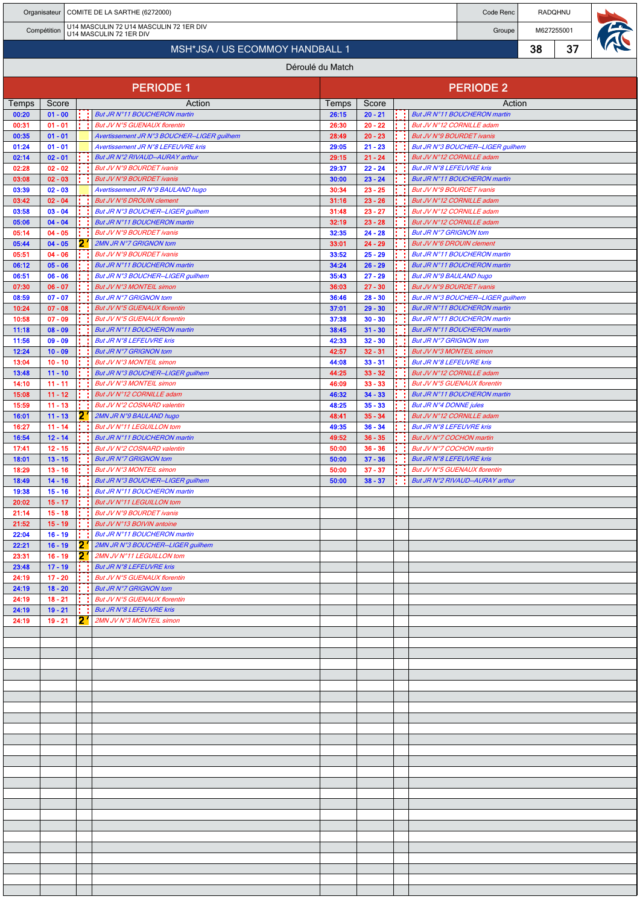| Organisateur | COMITE DE LA SARTHE (6272000) | Code Renc | RADQHNU |
|---|---|---|---|
| Compétition | U14 MASCULIN 72 U14 MASCULIN 72 1ER DIV U14 MASCULIN 72 1ER DIV | Groupe | M627255001 |

## MSH*JSA / US ECOMMOY HANDBALL 1 — 38 / 37

### Déroulé du Match

## PERIODE 1

| Temps | Score | | Action |
|---|---|---|---|
| 00:20 | 01 - 00 | | But JR N°11 BOUCHERON martin |
| 00:31 | 01 - 01 | | But JV N°5 GUENAUX florentin |
| 00:35 | 01 - 01 | | Avertissement JR N°3 BOUCHER--LIGER guilhem |
| 01:24 | 01 - 01 | | Avertissement JR N°8 LEFEUVRE kris |
| 02:14 | 02 - 01 | | But JR N°2 RIVAUD--AURAY arthur |
| 02:28 | 02 - 02 | | But JV N°9 BOURDET ivanis |
| 03:08 | 02 - 03 | | But JV N°9 BOURDET ivanis |
| 03:39 | 02 - 03 | | Avertissement JR N°9 BAULAND hugo |
| 03:42 | 02 - 04 | | But JV N°6 DROUIN clement |
| 03:58 | 03 - 04 | | But JR N°3 BOUCHER--LIGER guilhem |
| 05:06 | 04 - 04 | | But JR N°11 BOUCHERON martin |
| 05:14 | 04 - 05 | | But JV N°9 BOURDET ivanis |
| 05:44 | 04 - 05 | 2' | 2MN JR N°7 GRIGNON tom |
| 05:51 | 04 - 06 | | But JV N°9 BOURDET ivanis |
| 06:12 | 05 - 06 | | But JR N°11 BOUCHERON martin |
| 06:51 | 06 - 06 | | But JR N°3 BOUCHER--LIGER guilhem |
| 07:30 | 06 - 07 | | But JV N°3 MONTEIL simon |
| 08:59 | 07 - 07 | | But JR N°7 GRIGNON tom |
| 10:24 | 07 - 08 | | But JV N°5 GUENAUX florentin |
| 10:58 | 07 - 09 | | But JV N°5 GUENAUX florentin |
| 11:18 | 08 - 09 | | But JR N°11 BOUCHERON martin |
| 11:56 | 09 - 09 | | But JR N°8 LEFEUVRE kris |
| 12:24 | 10 - 09 | | But JR N°7 GRIGNON tom |
| 13:04 | 10 - 10 | | But JV N°3 MONTEIL simon |
| 13:48 | 11 - 10 | | But JR N°3 BOUCHER--LIGER guilhem |
| 14:10 | 11 - 11 | | But JV N°3 MONTEIL simon |
| 15:08 | 11 - 12 | | But JV N°12 CORNILLE adam |
| 15:59 | 11 - 13 | | But JV N°2 COSNARD valentin |
| 16:01 | 11 - 13 | 2' | 2MN JR N°9 BAULAND hugo |
| 16:27 | 11 - 14 | | But JV N°11 LEGUILLON tom |
| 16:54 | 12 - 14 | | But JR N°11 BOUCHERON martin |
| 17:41 | 12 - 15 | | But JV N°2 COSNARD valentin |
| 18:01 | 13 - 15 | | But JR N°7 GRIGNON tom |
| 18:29 | 13 - 16 | | But JV N°3 MONTEIL simon |
| 18:49 | 14 - 16 | | But JR N°3 BOUCHER--LIGER guilhem |
| 19:38 | 15 - 16 | | But JR N°11 BOUCHERON martin |
| 20:02 | 15 - 17 | | But JV N°11 LEGUILLON tom |
| 21:14 | 15 - 18 | | But JV N°9 BOURDET ivanis |
| 21:52 | 15 - 19 | | But JV N°13 BOIVIN antoine |
| 22:04 | 16 - 19 | | But JR N°11 BOUCHERON martin |
| 22:21 | 16 - 19 | 2' | 2MN JR N°3 BOUCHER--LIGER guilhem |
| 23:31 | 16 - 19 | 2' | 2MN JV N°11 LEGUILLON tom |
| 23:48 | 17 - 19 | | But JR N°8 LEFEUVRE kris |
| 24:19 | 17 - 20 | | But JV N°5 GUENAUX florentin |
| 24:19 | 18 - 20 | | But JR N°7 GRIGNON tom |
| 24:19 | 18 - 21 | | But JV N°5 GUENAUX florentin |
| 24:19 | 19 - 21 | | But JR N°8 LEFEUVRE kris |
| 24:19 | 19 - 21 | 2' | 2MN JV N°3 MONTEIL simon |

## PERIODE 2

| Temps | Score | | Action |
|---|---|---|---|
| 26:15 | 20 - 21 | | But JR N°11 BOUCHERON martin |
| 26:30 | 20 - 22 | | But JV N°12 CORNILLE adam |
| 28:49 | 20 - 23 | | But JV N°9 BOURDET ivanis |
| 29:05 | 21 - 23 | | But JR N°3 BOUCHER--LIGER guilhem |
| 29:15 | 21 - 24 | | But JV N°12 CORNILLE adam |
| 29:37 | 22 - 24 | | But JR N°8 LEFEUVRE kris |
| 30:00 | 23 - 24 | | But JR N°11 BOUCHERON martin |
| 30:34 | 23 - 25 | | But JV N°9 BOURDET ivanis |
| 31:16 | 23 - 26 | | But JV N°12 CORNILLE adam |
| 31:48 | 23 - 27 | | But JV N°12 CORNILLE adam |
| 32:19 | 23 - 28 | | But JV N°12 CORNILLE adam |
| 32:35 | 24 - 28 | | But JR N°7 GRIGNON tom |
| 33:01 | 24 - 29 | | But JV N°6 DROUIN clement |
| 33:52 | 25 - 29 | | But JR N°11 BOUCHERON martin |
| 34:24 | 26 - 29 | | But JR N°11 BOUCHERON martin |
| 35:43 | 27 - 29 | | But JR N°9 BAULAND hugo |
| 36:03 | 27 - 30 | | But JV N°9 BOURDET ivanis |
| 36:46 | 28 - 30 | | But JR N°3 BOUCHER--LIGER guilhem |
| 37:01 | 29 - 30 | | But JR N°11 BOUCHERON martin |
| 37:38 | 30 - 30 | | But JR N°11 BOUCHERON martin |
| 38:45 | 31 - 30 | | But JR N°11 BOUCHERON martin |
| 42:33 | 32 - 30 | | But JR N°7 GRIGNON tom |
| 42:57 | 32 - 31 | | But JV N°3 MONTEIL simon |
| 44:08 | 33 - 31 | | But JR N°8 LEFEUVRE kris |
| 44:25 | 33 - 32 | | But JV N°12 CORNILLE adam |
| 46:09 | 33 - 33 | | But JV N°5 GUENAUX florentin |
| 46:32 | 34 - 33 | | But JR N°11 BOUCHERON martin |
| 48:25 | 35 - 33 | | But JR N°4 DONNE jules |
| 48:41 | 35 - 34 | | But JV N°12 CORNILLE adam |
| 49:35 | 36 - 34 | | But JR N°8 LEFEUVRE kris |
| 49:52 | 36 - 35 | | But JV N°7 COCHON martin |
| 50:00 | 36 - 36 | | But JV N°7 COCHON martin |
| 50:00 | 37 - 36 | | But JR N°8 LEFEUVRE kris |
| 50:00 | 37 - 37 | | But JV N°5 GUENAUX florentin |
| 50:00 | 38 - 37 | | But JR N°2 RIVAUD--AURAY arthur |